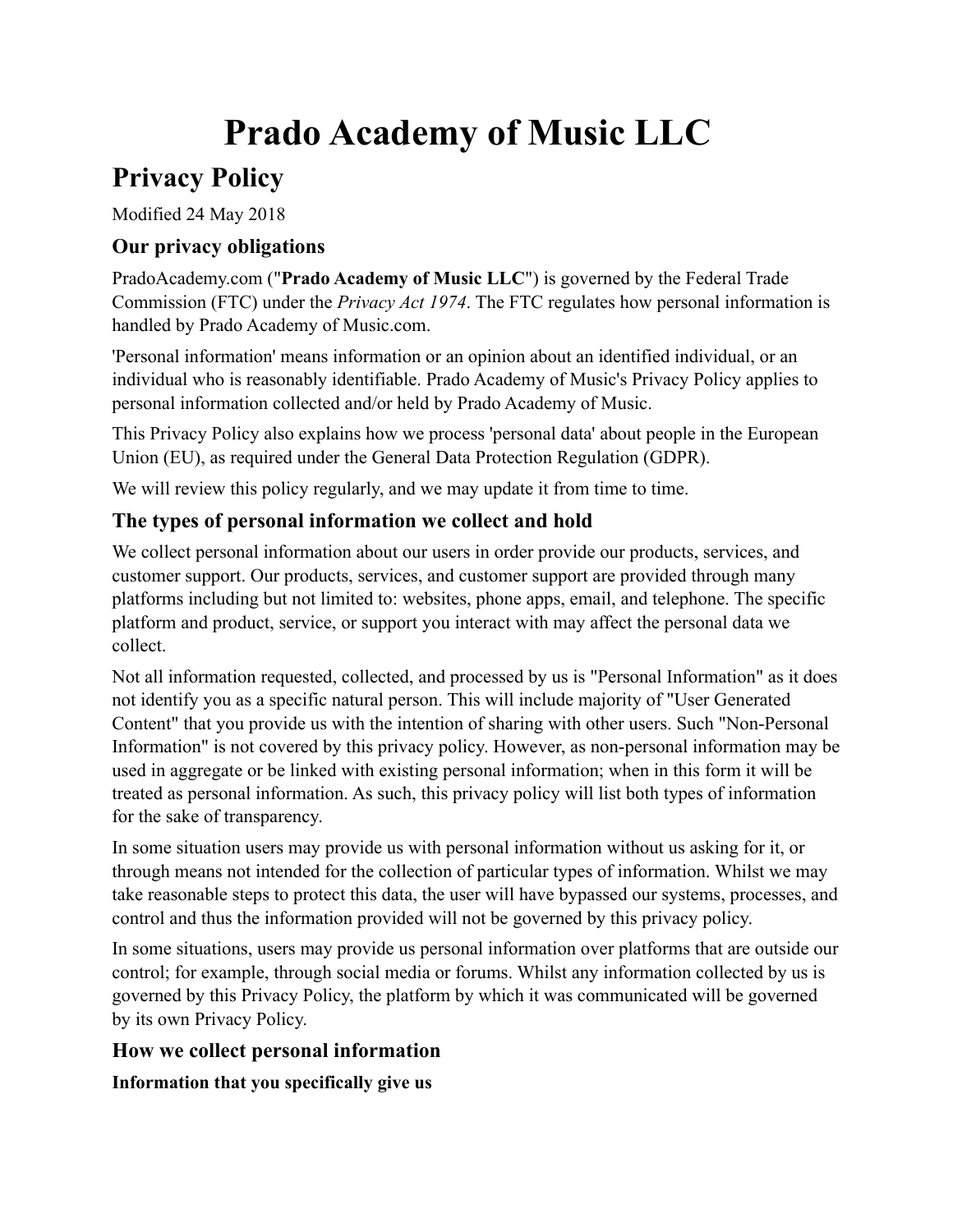# Prado Academy of Music LLC

## Privacy Policy

Modified 24 May 2018

### Our privacy obligations

PradoAcademy.com ("**Prado Academy of Music LLC**") is governed by the Federal Trade Commission (FTC) under the *Privacy Act 1974*. The FTC regulates how personal information is handled by Prado Academy of Music.com.

'Personal information' means information or an opinion about an identified individual, or an individual who is reasonably identifiable. Prado Academy of Music's Privacy Policy applies to personal information collected and/or held by Prado Academy of Music.

This Privacy Policy also explains how we process 'personal data' about people in the European Union (EU), as required under the General Data Protection Regulation (GDPR).

We will review this policy regularly, and we may update it from time to time.

### The types of personal information we collect and hold

We collect personal information about our users in order provide our products, services, and customer support. Our products, services, and customer support are provided through many platforms including but not limited to: websites, phone apps, email, and telephone. The specific platform and product, service, or support you interact with may affect the personal data we collect.

Not all information requested, collected, and processed by us is "Personal Information" as it does not identify you as a specific natural person. This will include majority of "User Generated Content" that you provide us with the intention of sharing with other users. Such "Non-Personal Information" is not covered by this privacy policy. However, as non-personal information may be used in aggregate or be linked with existing personal information; when in this form it will be treated as personal information. As such, this privacy policy will list both types of information for the sake of transparency.

In some situation users may provide us with personal information without us asking for it, or through means not intended for the collection of particular types of information. Whilst we may take reasonable steps to protect this data, the user will have bypassed our systems, processes, and control and thus the information provided will not be governed by this privacy policy.

In some situations, users may provide us personal information over platforms that are outside our control; for example, through social media or forums. Whilst any information collected by us is governed by this Privacy Policy, the platform by which it was communicated will be governed by its own Privacy Policy.

### How we collect personal information

#### Information that you specifically give us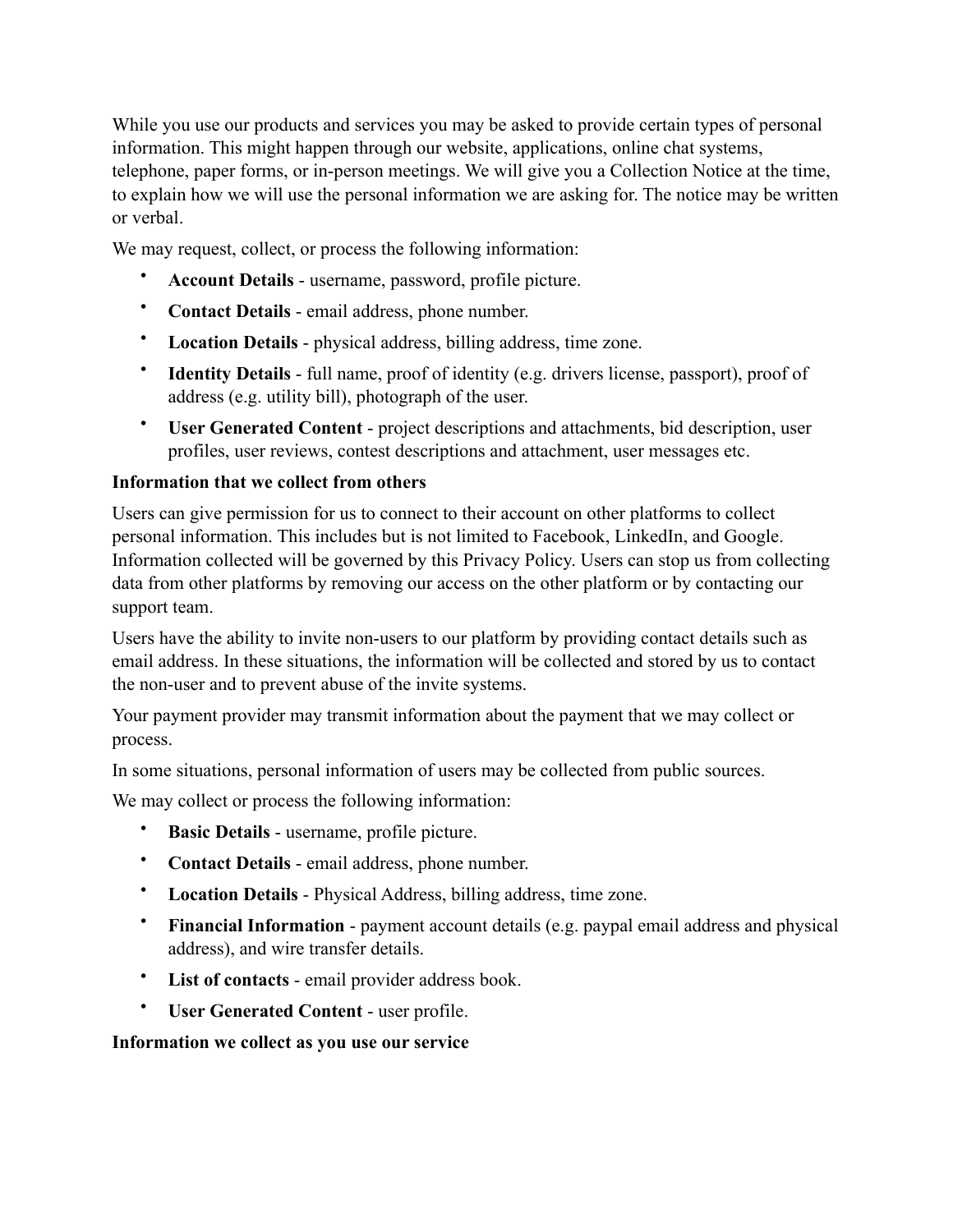While you use our products and services you may be asked to provide certain types of personal information. This might happen through our website, applications, online chat systems, telephone, paper forms, or in-person meetings. We will give you a Collection Notice at the time, to explain how we will use the personal information we are asking for. The notice may be written or verbal.

We may request, collect, or process the following information:

- **Account Details** - username, password, profile picture.
- **Contact Details** - email address, phone number.
- **Location Details** - physical address, billing address, time zone.
- **Identity Details** - full name, proof of identity (e.g. drivers license, passport), proof of address (e.g. utility bill), photograph of the user.
- **User Generated Content** - project descriptions and attachments, bid description, user profiles, user reviews, contest descriptions and attachment, user messages etc.

**Information that we collect from others**

Users can give permission for us to connect to their account on other platforms to collect personal information. This includes but is not limited to Facebook, LinkedIn, and Google. Information collected will be governed by this Privacy Policy. Users can stop us from collecting data from other platforms by removing our access on the other platform or by contacting our support team.

Users have the ability to invite non-users to our platform by providing contact details such as email address. In these situations, the information will be collected and stored by us to contact the non-user and to prevent abuse of the invite systems.

Your payment provider may transmit information about the payment that we may collect or process.

In some situations, personal information of users may be collected from public sources.

We may collect or process the following information:

- **Basic Details** - username, profile picture.
- **Contact Details** - email address, phone number.
- **Location Details** - Physical Address, billing address, time zone.
- **Financial Information** - payment account details (e.g. paypal email address and physical address), and wire transfer details.
- **List of contacts** - email provider address book.
- **User Generated Content** - user profile.

**Information we collect as you use our service**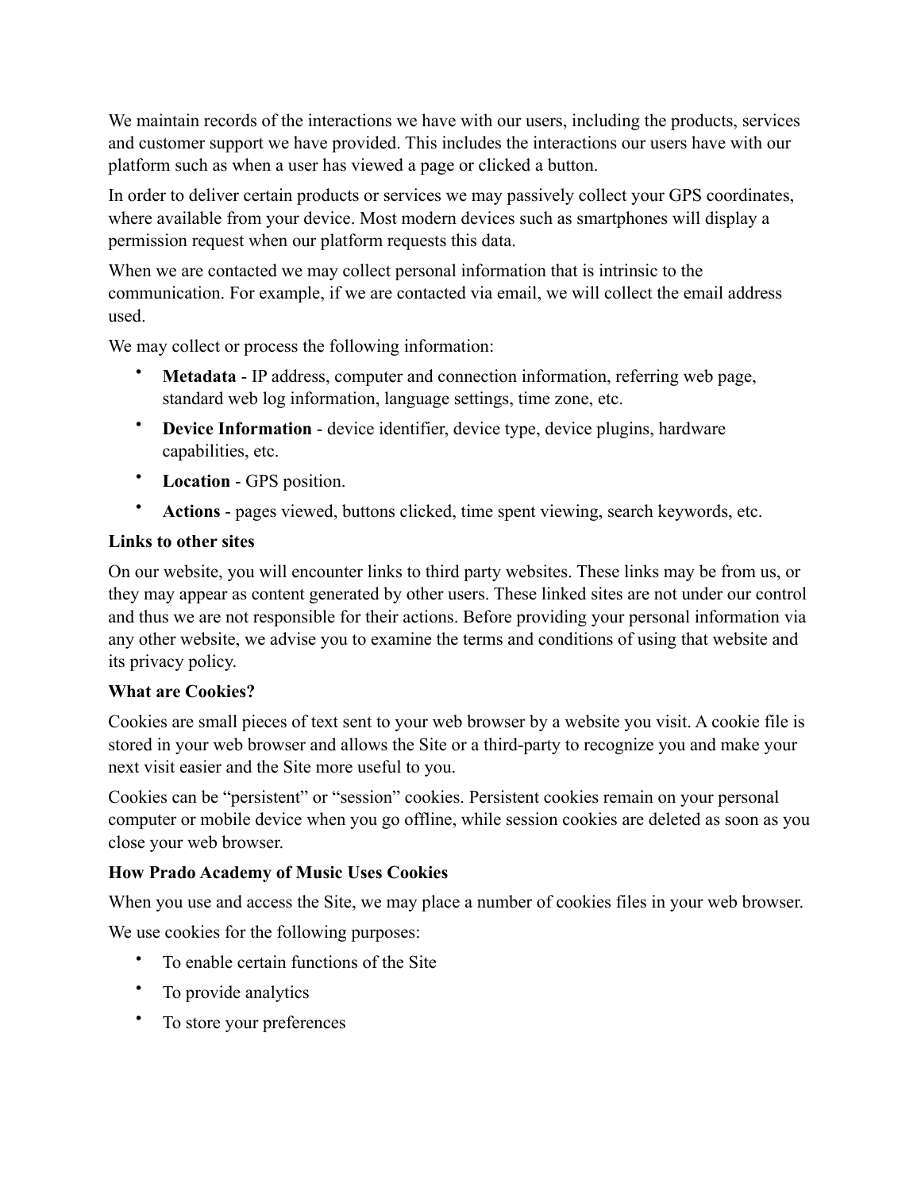We maintain records of the interactions we have with our users, including the products, services and customer support we have provided. This includes the interactions our users have with our platform such as when a user has viewed a page or clicked a button.

In order to deliver certain products or services we may passively collect your GPS coordinates, where available from your device. Most modern devices such as smartphones will display a permission request when our platform requests this data.

When we are contacted we may collect personal information that is intrinsic to the communication. For example, if we are contacted via email, we will collect the email address used.

We may collect or process the following information:

- **Metadata** - IP address, computer and connection information, referring web page, standard web log information, language settings, time zone, etc.
- **Device Information** - device identifier, device type, device plugins, hardware capabilities, etc.
- **Location** - GPS position.
- **Actions** - pages viewed, buttons clicked, time spent viewing, search keywords, etc.

**Links to other sites**

On our website, you will encounter links to third party websites. These links may be from us, or they may appear as content generated by other users. These linked sites are not under our control and thus we are not responsible for their actions. Before providing your personal information via any other website, we advise you to examine the terms and conditions of using that website and its privacy policy.

**What are Cookies?**

Cookies are small pieces of text sent to your web browser by a website you visit. A cookie file is stored in your web browser and allows the Site or a third-party to recognize you and make your next visit easier and the Site more useful to you.

Cookies can be "persistent" or "session" cookies. Persistent cookies remain on your personal computer or mobile device when you go offline, while session cookies are deleted as soon as you close your web browser.

**How Prado Academy of Music Uses Cookies**

When you use and access the Site, we may place a number of cookies files in your web browser.

We use cookies for the following purposes:

- To enable certain functions of the Site
- To provide analytics
- To store your preferences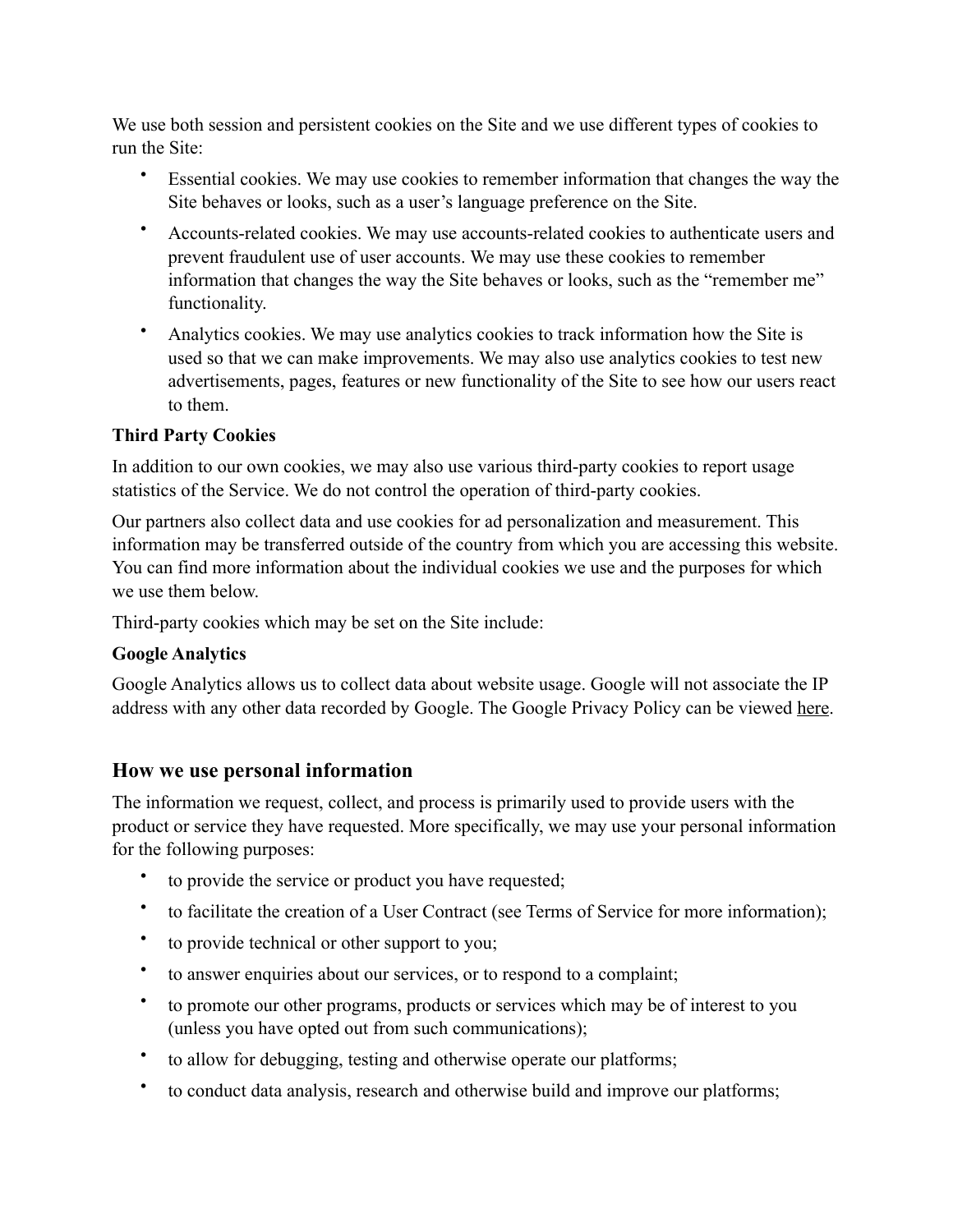We use both session and persistent cookies on the Site and we use different types of cookies to run the Site:

- Essential cookies. We may use cookies to remember information that changes the way the Site behaves or looks, such as a user's language preference on the Site.
- Accounts-related cookies. We may use accounts-related cookies to authenticate users and prevent fraudulent use of user accounts. We may use these cookies to remember information that changes the way the Site behaves or looks, such as the "remember me" functionality.
- Analytics cookies. We may use analytics cookies to track information how the Site is used so that we can make improvements. We may also use analytics cookies to test new advertisements, pages, features or new functionality of the Site to see how our users react to them.

**Third Party Cookies**

In addition to our own cookies, we may also use various third-party cookies to report usage statistics of the Service. We do not control the operation of third-party cookies.

Our partners also collect data and use cookies for ad personalization and measurement. This information may be transferred outside of the country from which you are accessing this website. You can find more information about the individual cookies we use and the purposes for which we use them below.

Third-party cookies which may be set on the Site include:

**Google Analytics**

Google Analytics allows us to collect data about website usage. Google will not associate the IP address with any other data recorded by Google. The Google Privacy Policy can be viewed here.

## How we use personal information

The information we request, collect, and process is primarily used to provide users with the product or service they have requested. More specifically, we may use your personal information for the following purposes:

- to provide the service or product you have requested;
- to facilitate the creation of a User Contract (see Terms of Service for more information);
- to provide technical or other support to you;
- to answer enquiries about our services, or to respond to a complaint;
- to promote our other programs, products or services which may be of interest to you (unless you have opted out from such communications);
- to allow for debugging, testing and otherwise operate our platforms;
- to conduct data analysis, research and otherwise build and improve our platforms;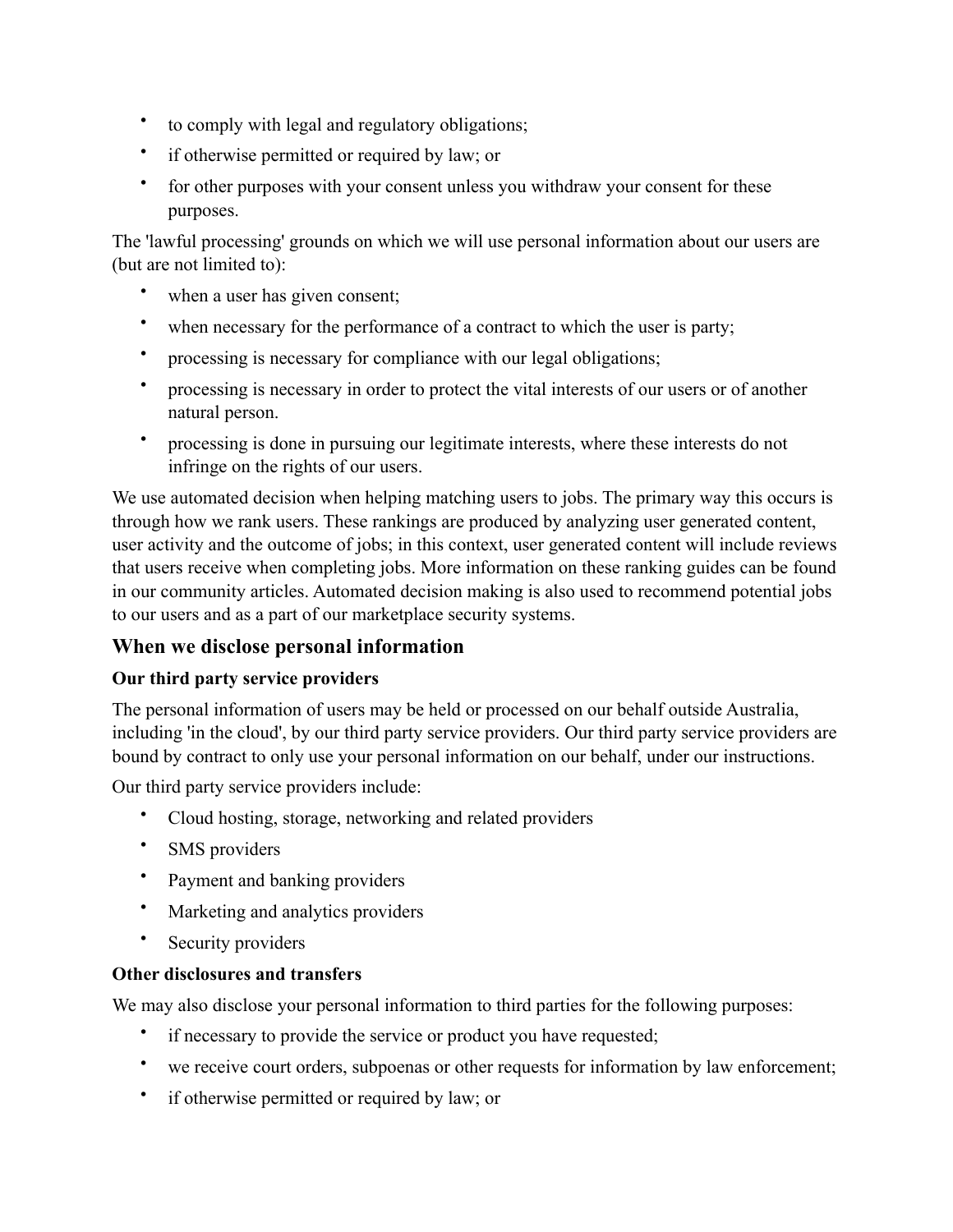- to comply with legal and regulatory obligations;
- if otherwise permitted or required by law; or
- for other purposes with your consent unless you withdraw your consent for these purposes.

The 'lawful processing' grounds on which we will use personal information about our users are (but are not limited to):

- when a user has given consent;
- when necessary for the performance of a contract to which the user is party;
- processing is necessary for compliance with our legal obligations;
- processing is necessary in order to protect the vital interests of our users or of another natural person.
- processing is done in pursuing our legitimate interests, where these interests do not infringe on the rights of our users.

We use automated decision when helping matching users to jobs. The primary way this occurs is through how we rank users. These rankings are produced by analyzing user generated content, user activity and the outcome of jobs; in this context, user generated content will include reviews that users receive when completing jobs. More information on these ranking guides can be found in our community articles. Automated decision making is also used to recommend potential jobs to our users and as a part of our marketplace security systems.

## When we disclose personal information

**Our third party service providers**

The personal information of users may be held or processed on our behalf outside Australia, including 'in the cloud', by our third party service providers. Our third party service providers are bound by contract to only use your personal information on our behalf, under our instructions.

Our third party service providers include:

- Cloud hosting, storage, networking and related providers
- SMS providers
- Payment and banking providers
- Marketing and analytics providers
- Security providers

**Other disclosures and transfers**

We may also disclose your personal information to third parties for the following purposes:

- if necessary to provide the service or product you have requested;
- we receive court orders, subpoenas or other requests for information by law enforcement;
- if otherwise permitted or required by law; or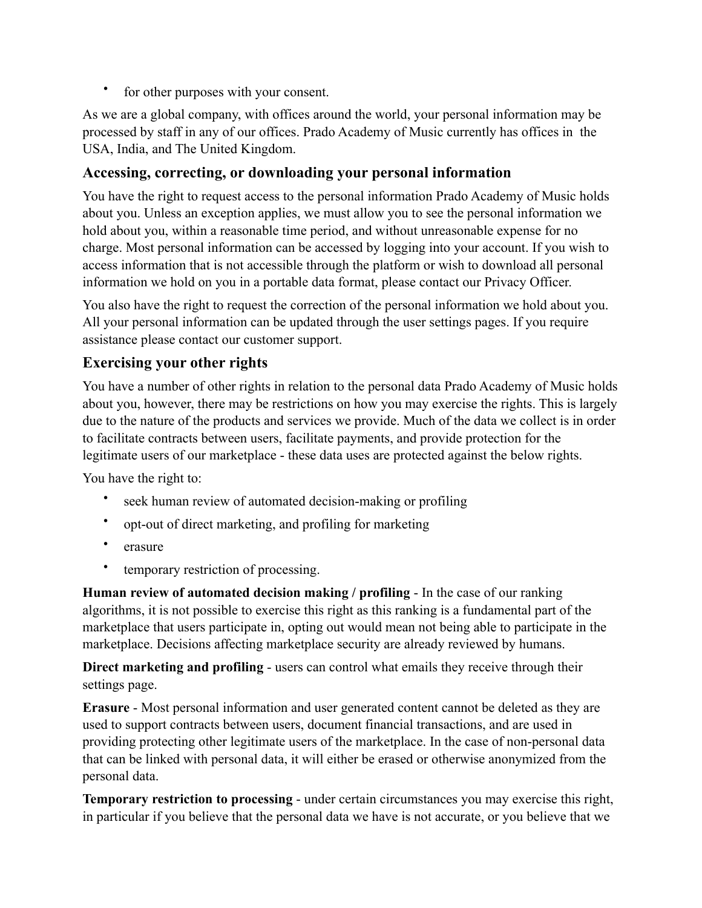- for other purposes with your consent.

As we are a global company, with offices around the world, your personal information may be processed by staff in any of our offices. Prado Academy of Music currently has offices in the USA, India, and The United Kingdom.

### Accessing, correcting, or downloading your personal information

You have the right to request access to the personal information Prado Academy of Music holds about you. Unless an exception applies, we must allow you to see the personal information we hold about you, within a reasonable time period, and without unreasonable expense for no charge. Most personal information can be accessed by logging into your account. If you wish to access information that is not accessible through the platform or wish to download all personal information we hold on you in a portable data format, please contact our Privacy Officer.

You also have the right to request the correction of the personal information we hold about you. All your personal information can be updated through the user settings pages. If you require assistance please contact our customer support.

### Exercising your other rights

You have a number of other rights in relation to the personal data Prado Academy of Music holds about you, however, there may be restrictions on how you may exercise the rights. This is largely due to the nature of the products and services we provide. Much of the data we collect is in order to facilitate contracts between users, facilitate payments, and provide protection for the legitimate users of our marketplace - these data uses are protected against the below rights.

You have the right to:

- seek human review of automated decision-making or profiling
- opt-out of direct marketing, and profiling for marketing
- erasure
- temporary restriction of processing.

**Human review of automated decision making / profiling** - In the case of our ranking algorithms, it is not possible to exercise this right as this ranking is a fundamental part of the marketplace that users participate in, opting out would mean not being able to participate in the marketplace. Decisions affecting marketplace security are already reviewed by humans.

**Direct marketing and profiling** - users can control what emails they receive through their settings page.

**Erasure** - Most personal information and user generated content cannot be deleted as they are used to support contracts between users, document financial transactions, and are used in providing protecting other legitimate users of the marketplace. In the case of non-personal data that can be linked with personal data, it will either be erased or otherwise anonymized from the personal data.

**Temporary restriction to processing** - under certain circumstances you may exercise this right, in particular if you believe that the personal data we have is not accurate, or you believe that we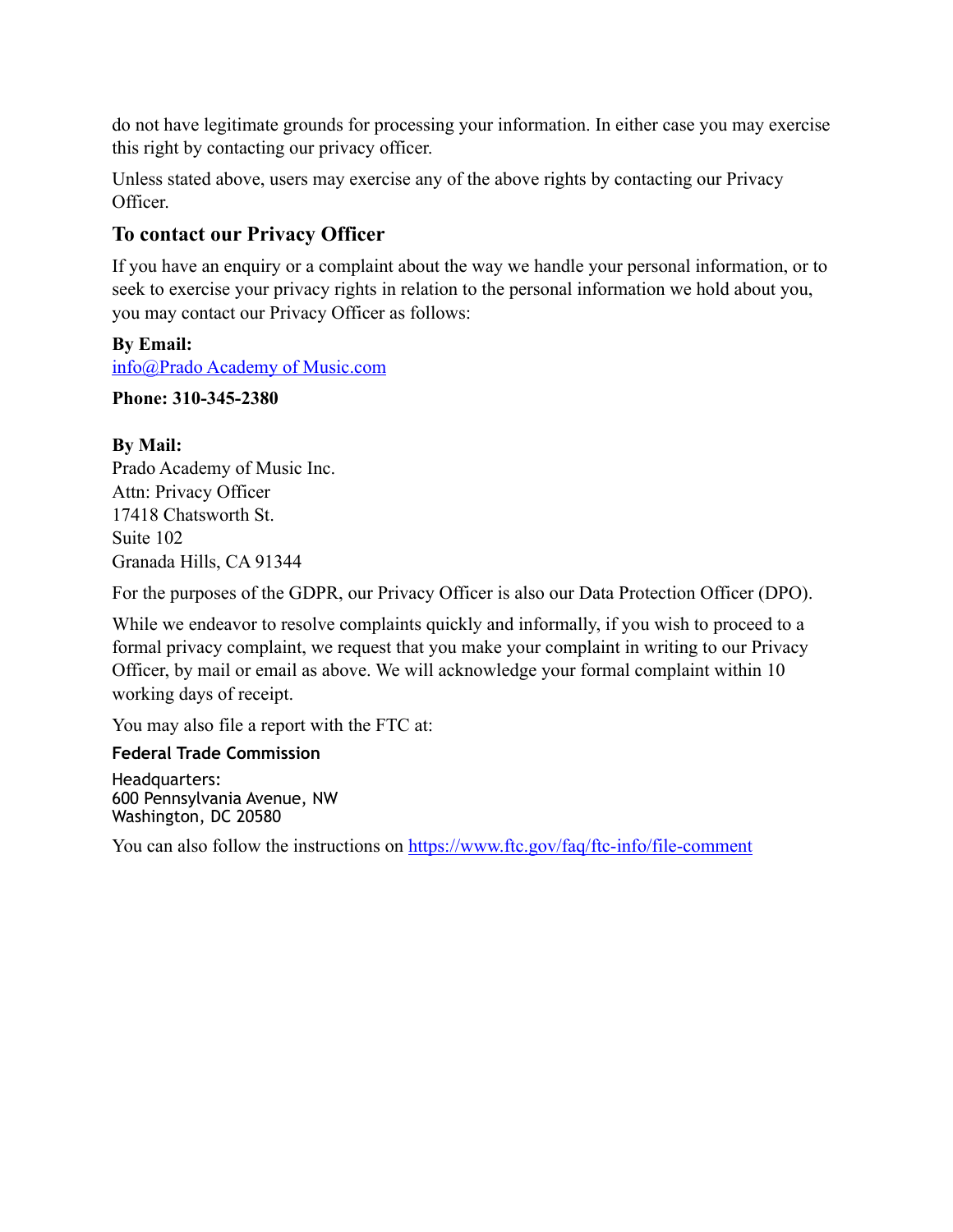do not have legitimate grounds for processing your information. In either case you may exercise this right by contacting our privacy officer.

Unless stated above, users may exercise any of the above rights by contacting our Privacy Officer.

## To contact our Privacy Officer

If you have an enquiry or a complaint about the way we handle your personal information, or to seek to exercise your privacy rights in relation to the personal information we hold about you, you may contact our Privacy Officer as follows:

**By Email:**
info@Prado Academy of Music.com

**Phone: 310-345-2380**

**By Mail:**
Prado Academy of Music Inc.
Attn: Privacy Officer
17418 Chatsworth St.
Suite 102
Granada Hills, CA 91344

For the purposes of the GDPR, our Privacy Officer is also our Data Protection Officer (DPO).

While we endeavor to resolve complaints quickly and informally, if you wish to proceed to a formal privacy complaint, we request that you make your complaint in writing to our Privacy Officer, by mail or email as above. We will acknowledge your formal complaint within 10 working days of receipt.

You may also file a report with the FTC at:

**Federal Trade Commission**

Headquarters:
600 Pennsylvania Avenue, NW
Washington, DC 20580

You can also follow the instructions on https://www.ftc.gov/faq/ftc-info/file-comment